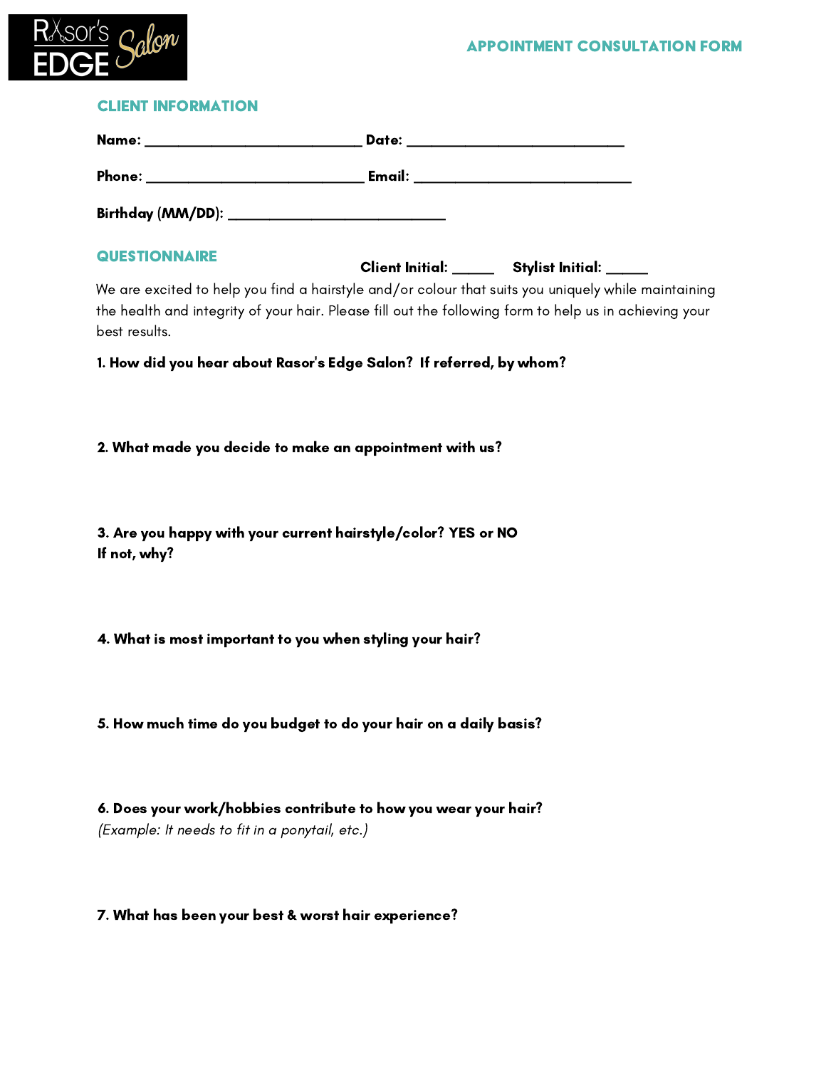Rasor's EDGE Salon

## APPOINTMENT CONSULTATION FORM

### CLIENT INFORMATION

**Name:** ___________________________ **Date:** ___________________________

**Phone:** ___________________________ **Email:** ___________________________

**Birthday (MM/DD):** ___________________________

### QUESTIONNAIRE

**Client Initial:** _____ **Stylist Initial:** _____

We are excited to help you find a hairstyle and/or colour that suits you uniquely while maintaining the health and integrity of your hair. Please fill out the following form to help us in achieving your best results.

**1. How did you hear about Rasor's Edge Salon? If referred, by whom?**

**2. What made you decide to make an appointment with us?**

**3. Are you happy with your current hairstyle/color? YES or NO**
**If not, why?**

**4. What is most important to you when styling your hair?**

**5. How much time do you budget to do your hair on a daily basis?**

**6. Does your work/hobbies contribute to how you wear your hair?**
*(Example: It needs to fit in a ponytail, etc.)*

**7. What has been your best & worst hair experience?**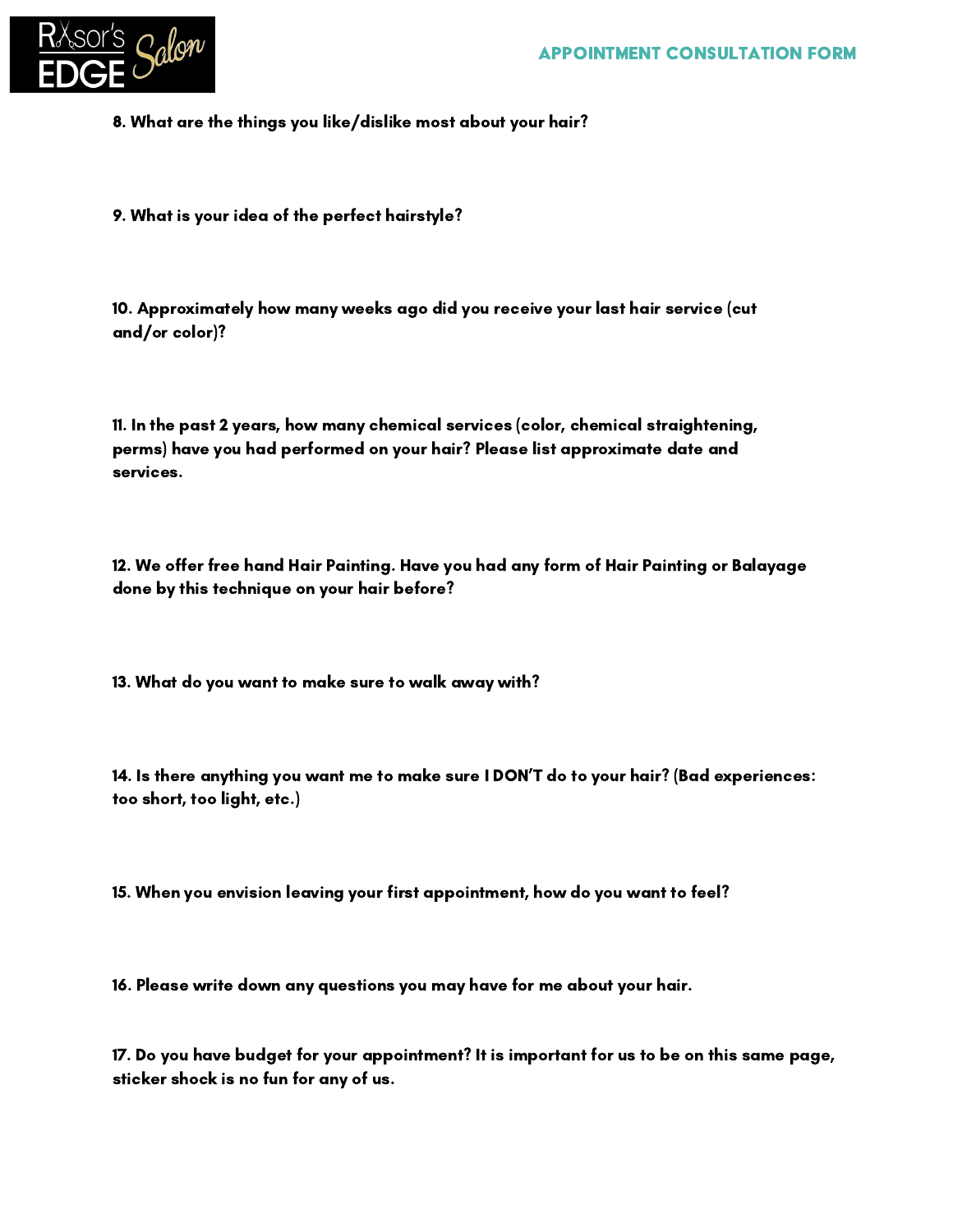8. What are the things you like/dislike most about your hair?

9. What is your idea of the perfect hairstyle?

10. Approximately how many weeks ago did you receive your last hair service (cut and/or color)?

11. In the past 2 years, how many chemical services (color, chemical straightening, perms) have you had performed on your hair? Please list approximate date and services.

12. We offer free hand Hair Painting. Have you had any form of Hair Painting or Balayage done by this technique on your hair before?

13. What do you want to make sure to walk away with?

14. Is there anything you want me to make sure I DON'T do to your hair? (Bad experiences: too short, too light, etc.)

15. When you envision leaving your first appointment, how do you want to feel?

16. Please write down any questions you may have for me about your hair.

17. Do you have budget for your appointment? It is important for us to be on this same page, sticker shock is no fun for any of us.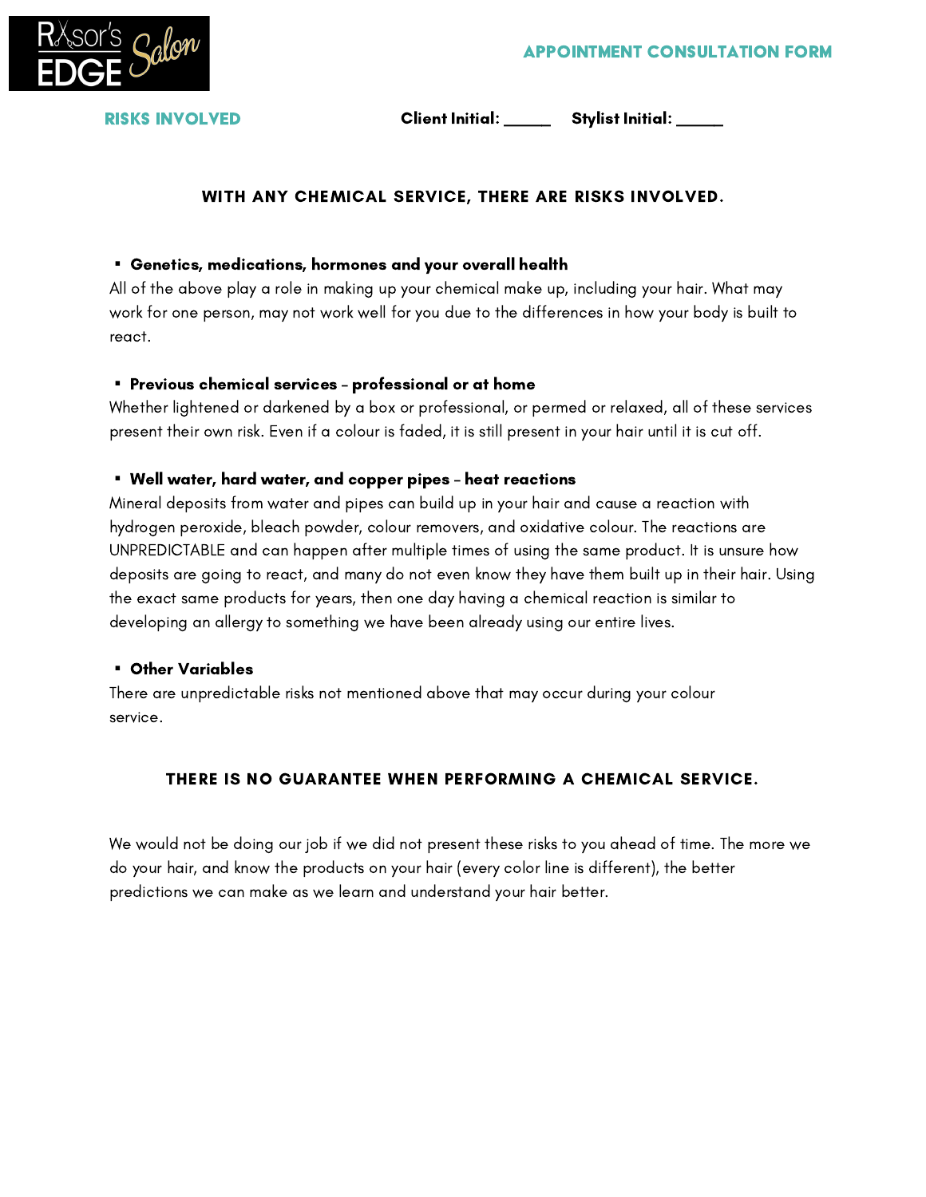**APPOINTMENT CONSULTATION FORM**

**RISKS INVOLVED** **Client Initial: _____ Stylist Initial: _____**

**WITH ANY CHEMICAL SERVICE, THERE ARE RISKS INVOLVED.**

- **Genetics, medications, hormones and your overall health**

All of the above play a role in making up your chemical make up, including your hair. What may work for one person, may not work well for you due to the differences in how your body is built to react.

- **Previous chemical services - professional or at home**

Whether lightened or darkened by a box or professional, or permed or relaxed, all of these services present their own risk. Even if a colour is faded, it is still present in your hair until it is cut off.

- **Well water, hard water, and copper pipes - heat reactions**

Mineral deposits from water and pipes can build up in your hair and cause a reaction with hydrogen peroxide, bleach powder, colour removers, and oxidative colour. The reactions are UNPREDICTABLE and can happen after multiple times of using the same product. It is unsure how deposits are going to react, and many do not even know they have them built up in their hair. Using the exact same products for years, then one day having a chemical reaction is similar to developing an allergy to something we have been already using our entire lives.

- **Other Variables**

There are unpredictable risks not mentioned above that may occur during your colour service.

**THERE IS NO GUARANTEE WHEN PERFORMING A CHEMICAL SERVICE.**

We would not be doing our job if we did not present these risks to you ahead of time. The more we do your hair, and know the products on your hair (every color line is different), the better predictions we can make as we learn and understand your hair better.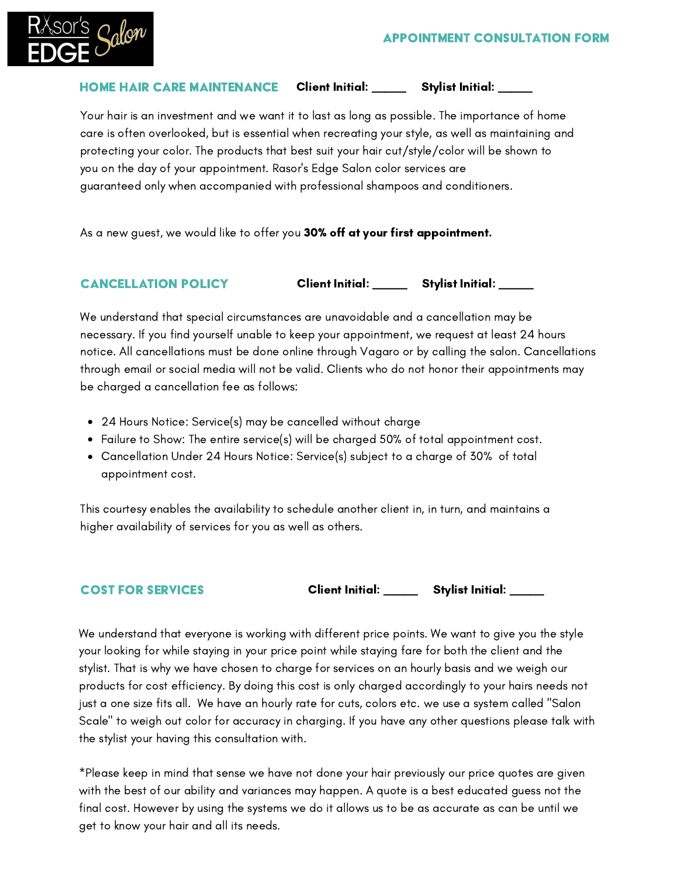Rasor's EDGE Salon

# APPOINTMENT CONSULTATION FORM

## HOME HAIR CARE MAINTENANCE

**Client Initial: _____ Stylist Initial: _____**

Your hair is an investment and we want it to last as long as possible. The importance of home care is often overlooked, but is essential when recreating your style, as well as maintaining and protecting your color. The products that best suit your hair cut/style/color will be shown to you on the day of your appointment. Rasor's Edge Salon color services are guaranteed only when accompanied with professional shampoos and conditioners.

As a new guest, we would like to offer you **30% off at your first appointment.**

## CANCELLATION POLICY

**Client Initial: _____ Stylist Initial: _____**

We understand that special circumstances are unavoidable and a cancellation may be necessary. If you find yourself unable to keep your appointment, we request at least 24 hours notice. All cancellations must be done online through Vagaro or by calling the salon. Cancellations through email or social media will not be valid. Clients who do not honor their appointments may be charged a cancellation fee as follows:

- 24 Hours Notice: Service(s) may be cancelled without charge
- Failure to Show: The entire service(s) will be charged 50% of total appointment cost.
- Cancellation Under 24 Hours Notice: Service(s) subject to a charge of 30% of total appointment cost.

This courtesy enables the availability to schedule another client in, in turn, and maintains a higher availability of services for you as well as others.

## COST FOR SERVICES

**Client Initial: _____ Stylist Initial: _____**

We understand that everyone is working with different price points. We want to give you the style your looking for while staying in your price point while staying fare for both the client and the stylist. That is why we have chosen to charge for services on an hourly basis and we weigh our products for cost efficiency. By doing this cost is only charged accordingly to your hairs needs not just a one size fits all. We have an hourly rate for cuts, colors etc. we use a system called "Salon Scale" to weigh out color for accuracy in charging. If you have any other questions please talk with the stylist your having this consultation with.

*Please keep in mind that sense we have not done your hair previously our price quotes are given with the best of our ability and variances may happen. A quote is a best educated guess not the final cost. However by using the systems we do it allows us to be as accurate as can be until we get to know your hair and all its needs.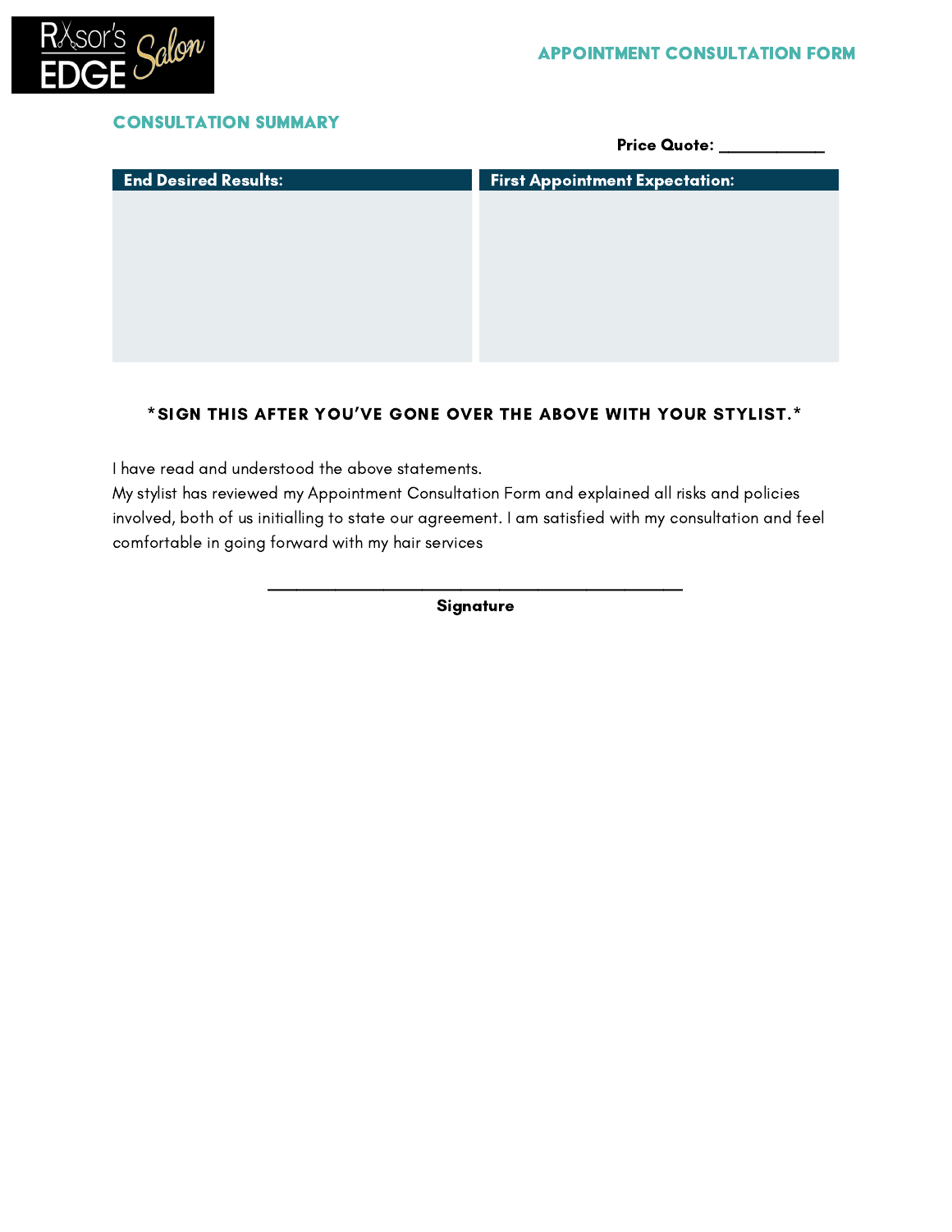## APPOINTMENT CONSULTATION FORM

### CONSULTATION SUMMARY

**Price Quote:** ___________

| End Desired Results: | First Appointment Expectation: |
|---|---|
| | |

**\*SIGN THIS AFTER YOU'VE GONE OVER THE ABOVE WITH YOUR STYLIST.\***

I have read and understood the above statements.
My stylist has reviewed my Appointment Consultation Form and explained all risks and policies involved, both of us initialling to state our agreement. I am satisfied with my consultation and feel comfortable in going forward with my hair services

_________________________________________

**Signature**